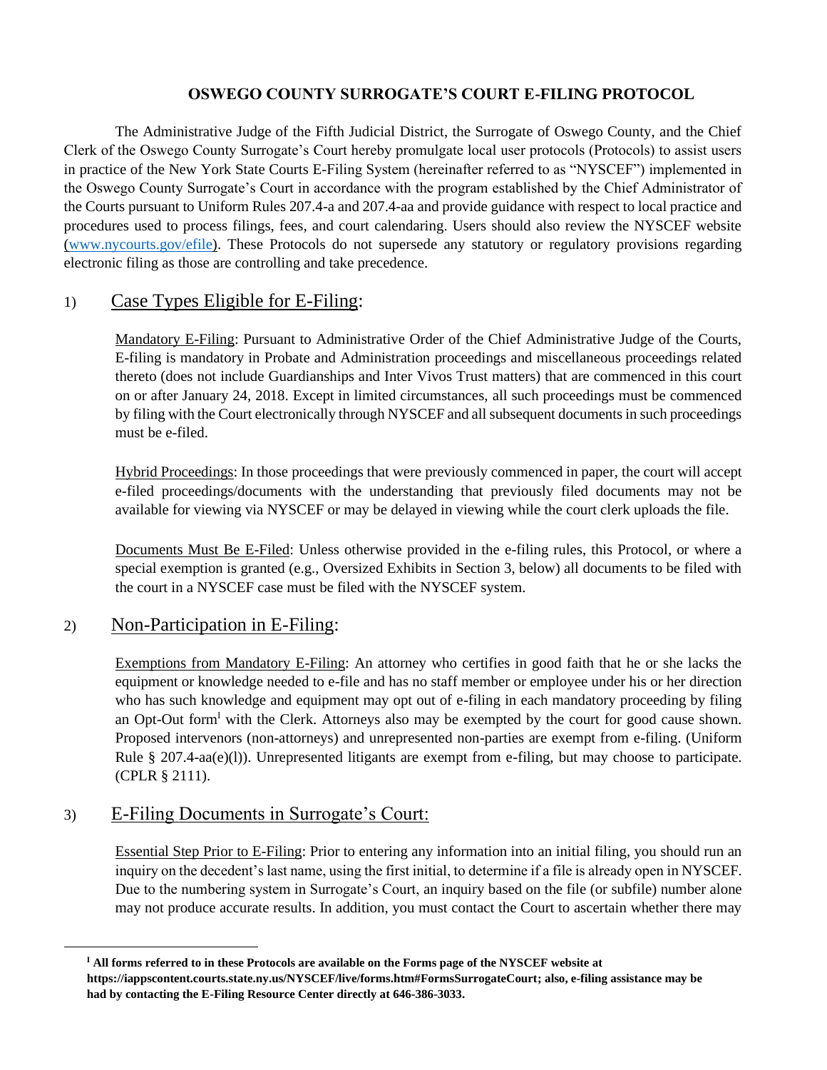# OSWEGO COUNTY SURROGATE'S COURT E-FILING PROTOCOL

The Administrative Judge of the Fifth Judicial District, the Surrogate of Oswego County, and the Chief Clerk of the Oswego County Surrogate's Court hereby promulgate local user protocols (Protocols) to assist users in practice of the New York State Courts E-Filing System (hereinafter referred to as "NYSCEF") implemented in the Oswego County Surrogate's Court in accordance with the program established by the Chief Administrator of the Courts pursuant to Uniform Rules 207.4-a and 207.4-aa and provide guidance with respect to local practice and procedures used to process filings, fees, and court calendaring. Users should also review the NYSCEF website (www.nycourts.gov/efile). These Protocols do not supersede any statutory or regulatory provisions regarding electronic filing as those are controlling and take precedence.

## 1) Case Types Eligible for E-Filing:

Mandatory E-Filing: Pursuant to Administrative Order of the Chief Administrative Judge of the Courts, E-filing is mandatory in Probate and Administration proceedings and miscellaneous proceedings related thereto (does not include Guardianships and Inter Vivos Trust matters) that are commenced in this court on or after January 24, 2018. Except in limited circumstances, all such proceedings must be commenced by filing with the Court electronically through NYSCEF and all subsequent documents in such proceedings must be e-filed.

Hybrid Proceedings: In those proceedings that were previously commenced in paper, the court will accept e-filed proceedings/documents with the understanding that previously filed documents may not be available for viewing via NYSCEF or may be delayed in viewing while the court clerk uploads the file.

Documents Must Be E-Filed: Unless otherwise provided in the e-filing rules, this Protocol, or where a special exemption is granted (e.g., Oversized Exhibits in Section 3, below) all documents to be filed with the court in a NYSCEF case must be filed with the NYSCEF system.

## 2) Non-Participation in E-Filing:

Exemptions from Mandatory E-Filing: An attorney who certifies in good faith that he or she lacks the equipment or knowledge needed to e-file and has no staff member or employee under his or her direction who has such knowledge and equipment may opt out of e-filing in each mandatory proceeding by filing an Opt-Out form[1] with the Clerk. Attorneys also may be exempted by the court for good cause shown. Proposed intervenors (non-attorneys) and unrepresented non-parties are exempt from e-filing. (Uniform Rule § 207.4-aa(e)(l)). Unrepresented litigants are exempt from e-filing, but may choose to participate. (CPLR § 2111).

## 3) E-Filing Documents in Surrogate's Court:

Essential Step Prior to E-Filing: Prior to entering any information into an initial filing, you should run an inquiry on the decedent's last name, using the first initial, to determine if a file is already open in NYSCEF. Due to the numbering system in Surrogate's Court, an inquiry based on the file (or subfile) number alone may not produce accurate results. In addition, you must contact the Court to ascertain whether there may

---

**[1] All forms referred to in these Protocols are available on the Forms page of the NYSCEF website at https://iappscontent.courts.state.ny.us/NYSCEF/live/forms.htm#FormsSurrogateCourt; also, e-filing assistance may be had by contacting the E-Filing Resource Center directly at 646-386-3033.**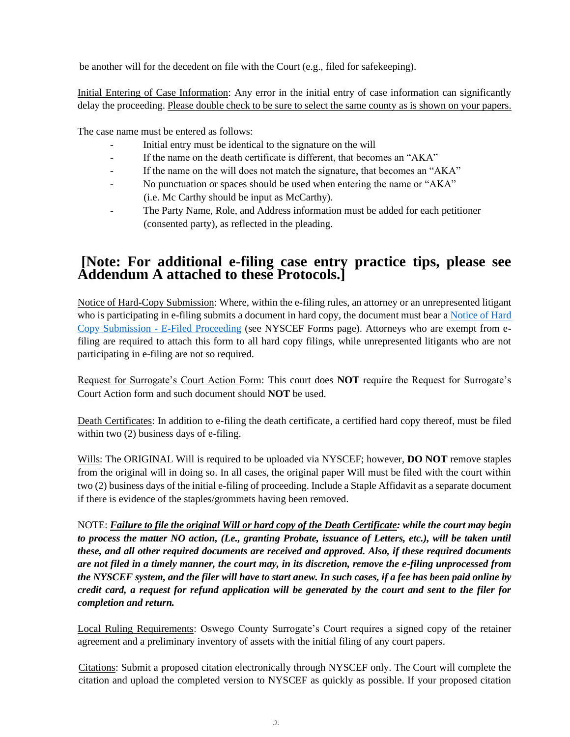be another will for the decedent on file with the Court (e.g., filed for safekeeping).

Initial Entering of Case Information: Any error in the initial entry of case information can significantly delay the proceeding. Please double check to be sure to select the same county as is shown on your papers.

The case name must be entered as follows:

- Initial entry must be identical to the signature on the will
- If the name on the death certificate is different, that becomes an "AKA"
- If the name on the will does not match the signature, that becomes an "AKA"
- No punctuation or spaces should be used when entering the name or "AKA" (i.e. Mc Carthy should be input as McCarthy).
- The Party Name, Role, and Address information must be added for each petitioner (consented party), as reflected in the pleading.

## [Note: For additional e-filing case entry practice tips, please see Addendum A attached to these Protocols.]

Notice of Hard-Copy Submission: Where, within the e-filing rules, an attorney or an unrepresented litigant who is participating in e-filing submits a document in hard copy, the document must bear a Notice of Hard Copy Submission - E-Filed Proceeding (see NYSCEF Forms page). Attorneys who are exempt from e-filing are required to attach this form to all hard copy filings, while unrepresented litigants who are not participating in e-filing are not so required.

Request for Surrogate's Court Action Form: This court does **NOT** require the Request for Surrogate's Court Action form and such document should **NOT** be used.

Death Certificates: In addition to e-filing the death certificate, a certified hard copy thereof, must be filed within two (2) business days of e-filing.

Wills: The ORIGINAL Will is required to be uploaded via NYSCEF; however, **DO NOT** remove staples from the original will in doing so. In all cases, the original paper Will must be filed with the court within two (2) business days of the initial e-filing of proceeding. Include a Staple Affidavit as a separate document if there is evidence of the staples/grommets having been removed.

NOTE: ***Failure to file the original Will or hard copy of the Death Certificate: while the court may begin to process the matter NO action, (Le., granting Probate, issuance of Letters, etc.), will be taken until these, and all other required documents are received and approved. Also, if these required documents are not filed in a timely manner, the court may, in its discretion, remove the e-filing unprocessed from the NYSCEF system, and the filer will have to start anew. In such cases, if a fee has been paid online by credit card, a request for refund application will be generated by the court and sent to the filer for completion and return.***

Local Ruling Requirements: Oswego County Surrogate's Court requires a signed copy of the retainer agreement and a preliminary inventory of assets with the initial filing of any court papers.

Citations: Submit a proposed citation electronically through NYSCEF only. The Court will complete the citation and upload the completed version to NYSCEF as quickly as possible. If your proposed citation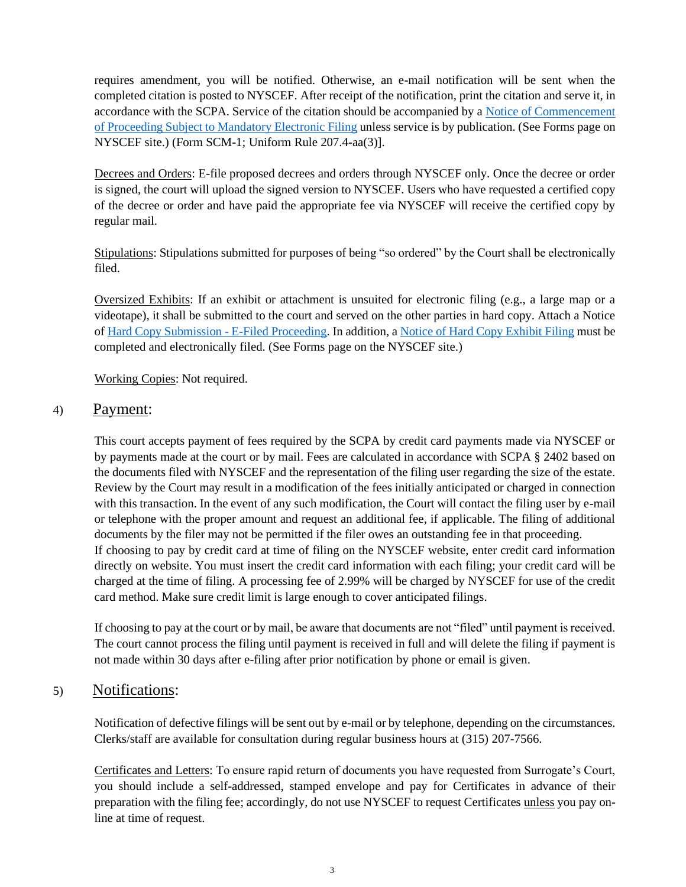requires amendment, you will be notified. Otherwise, an e-mail notification will be sent when the completed citation is posted to NYSCEF. After receipt of the notification, print the citation and serve it, in accordance with the SCPA. Service of the citation should be accompanied by a Notice of Commencement of Proceeding Subject to Mandatory Electronic Filing unless service is by publication. (See Forms page on NYSCEF site.) (Form SCM-1; Uniform Rule 207.4-aa(3)].

Decrees and Orders: E-file proposed decrees and orders through NYSCEF only. Once the decree or order is signed, the court will upload the signed version to NYSCEF. Users who have requested a certified copy of the decree or order and have paid the appropriate fee via NYSCEF will receive the certified copy by regular mail.

Stipulations: Stipulations submitted for purposes of being "so ordered" by the Court shall be electronically filed.

Oversized Exhibits: If an exhibit or attachment is unsuited for electronic filing (e.g., a large map or a videotape), it shall be submitted to the court and served on the other parties in hard copy. Attach a Notice of Hard Copy Submission - E-Filed Proceeding. In addition, a Notice of Hard Copy Exhibit Filing must be completed and electronically filed. (See Forms page on the NYSCEF site.)

Working Copies: Not required.

## 4) Payment:

This court accepts payment of fees required by the SCPA by credit card payments made via NYSCEF or by payments made at the court or by mail. Fees are calculated in accordance with SCPA § 2402 based on the documents filed with NYSCEF and the representation of the filing user regarding the size of the estate. Review by the Court may result in a modification of the fees initially anticipated or charged in connection with this transaction. In the event of any such modification, the Court will contact the filing user by e-mail or telephone with the proper amount and request an additional fee, if applicable. The filing of additional documents by the filer may not be permitted if the filer owes an outstanding fee in that proceeding.
If choosing to pay by credit card at time of filing on the NYSCEF website, enter credit card information directly on website. You must insert the credit card information with each filing; your credit card will be charged at the time of filing. A processing fee of 2.99% will be charged by NYSCEF for use of the credit card method. Make sure credit limit is large enough to cover anticipated filings.

If choosing to pay at the court or by mail, be aware that documents are not "filed" until payment is received. The court cannot process the filing until payment is received in full and will delete the filing if payment is not made within 30 days after e-filing after prior notification by phone or email is given.

## 5) Notifications:

Notification of defective filings will be sent out by e-mail or by telephone, depending on the circumstances. Clerks/staff are available for consultation during regular business hours at (315) 207-7566.

Certificates and Letters: To ensure rapid return of documents you have requested from Surrogate's Court, you should include a self-addressed, stamped envelope and pay for Certificates in advance of their preparation with the filing fee; accordingly, do not use NYSCEF to request Certificates unless you pay on-line at time of request.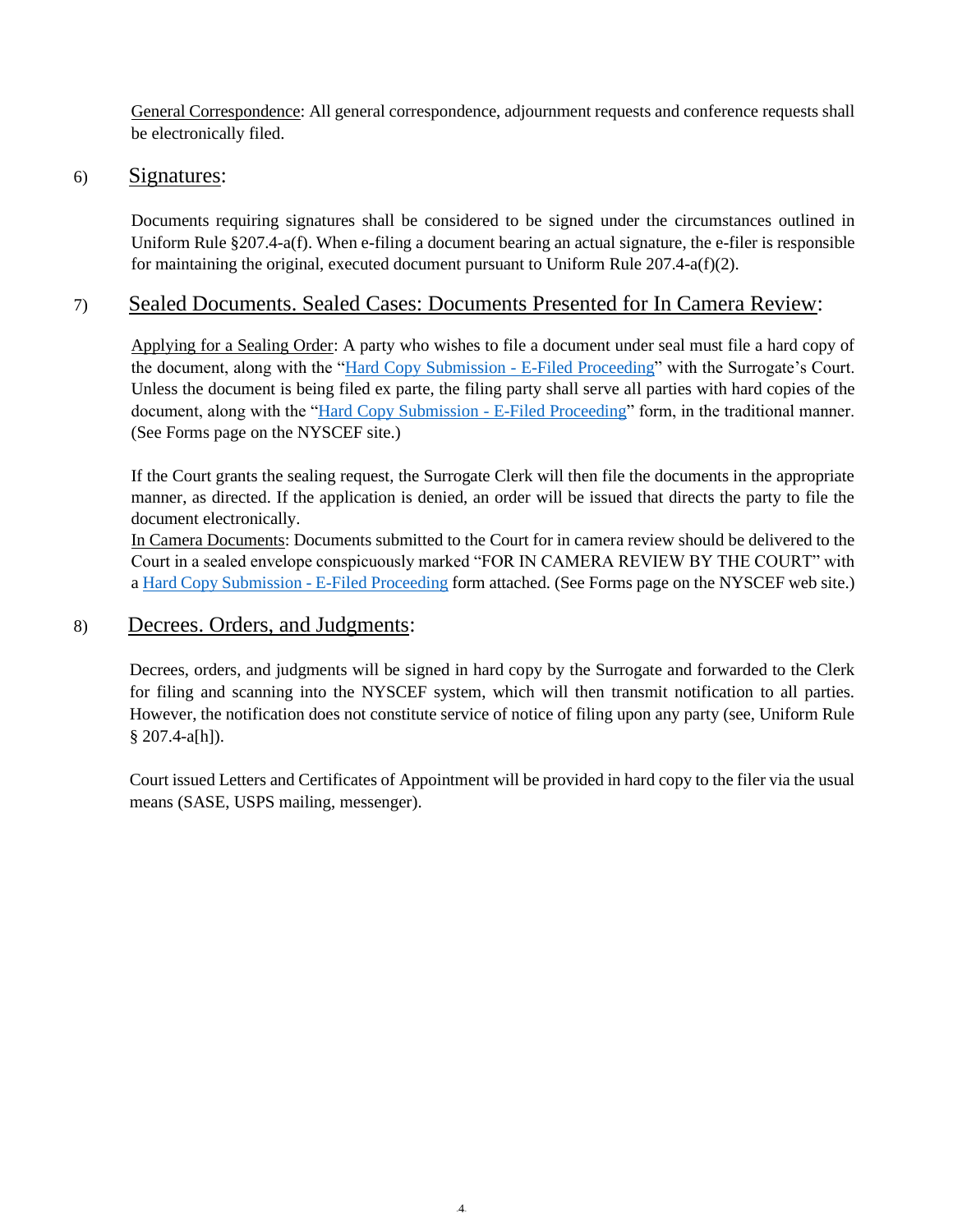General Correspondence: All general correspondence, adjournment requests and conference requests shall be electronically filed.

## 6) Signatures:

Documents requiring signatures shall be considered to be signed under the circumstances outlined in Uniform Rule §207.4-a(f). When e-filing a document bearing an actual signature, the e-filer is responsible for maintaining the original, executed document pursuant to Uniform Rule 207.4-a(f)(2).

## 7) Sealed Documents. Sealed Cases: Documents Presented for In Camera Review:

Applying for a Sealing Order: A party who wishes to file a document under seal must file a hard copy of the document, along with the "Hard Copy Submission - E-Filed Proceeding" with the Surrogate's Court. Unless the document is being filed ex parte, the filing party shall serve all parties with hard copies of the document, along with the "Hard Copy Submission - E-Filed Proceeding" form, in the traditional manner. (See Forms page on the NYSCEF site.)

If the Court grants the sealing request, the Surrogate Clerk will then file the documents in the appropriate manner, as directed. If the application is denied, an order will be issued that directs the party to file the document electronically.

In Camera Documents: Documents submitted to the Court for in camera review should be delivered to the Court in a sealed envelope conspicuously marked "FOR IN CAMERA REVIEW BY THE COURT" with a Hard Copy Submission - E-Filed Proceeding form attached. (See Forms page on the NYSCEF web site.)

## 8) Decrees. Orders, and Judgments:

Decrees, orders, and judgments will be signed in hard copy by the Surrogate and forwarded to the Clerk for filing and scanning into the NYSCEF system, which will then transmit notification to all parties. However, the notification does not constitute service of notice of filing upon any party (see, Uniform Rule § 207.4-a[h]).

Court issued Letters and Certificates of Appointment will be provided in hard copy to the filer via the usual means (SASE, USPS mailing, messenger).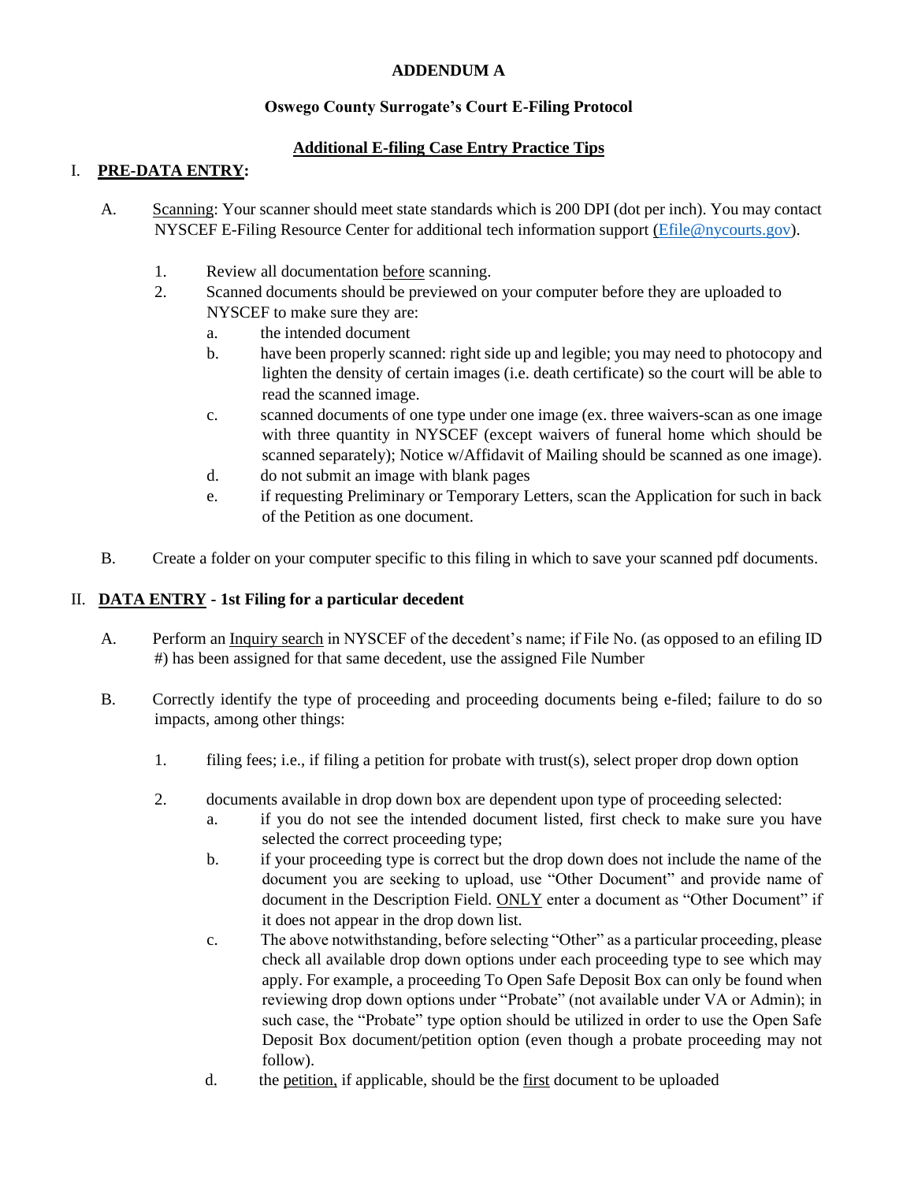**ADDENDUM A**

**Oswego County Surrogate's Court E-Filing Protocol**

**Additional E-filing Case Entry Practice Tips**

## I. PRE-DATA ENTRY:

A. Scanning: Your scanner should meet state standards which is 200 DPI (dot per inch). You may contact NYSCEF E-Filing Resource Center for additional tech information support (Efile@nycourts.gov).

1. Review all documentation before scanning.
2. Scanned documents should be previewed on your computer before they are uploaded to NYSCEF to make sure they are:
   a. the intended document
   b. have been properly scanned: right side up and legible; you may need to photocopy and lighten the density of certain images (i.e. death certificate) so the court will be able to read the scanned image.
   c. scanned documents of one type under one image (ex. three waivers-scan as one image with three quantity in NYSCEF (except waivers of funeral home which should be scanned separately); Notice w/Affidavit of Mailing should be scanned as one image).
   d. do not submit an image with blank pages
   e. if requesting Preliminary or Temporary Letters, scan the Application for such in back of the Petition as one document.

B. Create a folder on your computer specific to this filing in which to save your scanned pdf documents.

## II. DATA ENTRY - 1st Filing for a particular decedent

A. Perform an Inquiry search in NYSCEF of the decedent's name; if File No. (as opposed to an efiling ID #) has been assigned for that same decedent, use the assigned File Number

B. Correctly identify the type of proceeding and proceeding documents being e-filed; failure to do so impacts, among other things:

1. filing fees; i.e., if filing a petition for probate with trust(s), select proper drop down option

2. documents available in drop down box are dependent upon type of proceeding selected:
   a. if you do not see the intended document listed, first check to make sure you have selected the correct proceeding type;
   b. if your proceeding type is correct but the drop down does not include the name of the document you are seeking to upload, use "Other Document" and provide name of document in the Description Field. ONLY enter a document as "Other Document" if it does not appear in the drop down list.
   c. The above notwithstanding, before selecting "Other" as a particular proceeding, please check all available drop down options under each proceeding type to see which may apply. For example, a proceeding To Open Safe Deposit Box can only be found when reviewing drop down options under "Probate" (not available under VA or Admin); in such case, the "Probate" type option should be utilized in order to use the Open Safe Deposit Box document/petition option (even though a probate proceeding may not follow).
   d. the petition, if applicable, should be the first document to be uploaded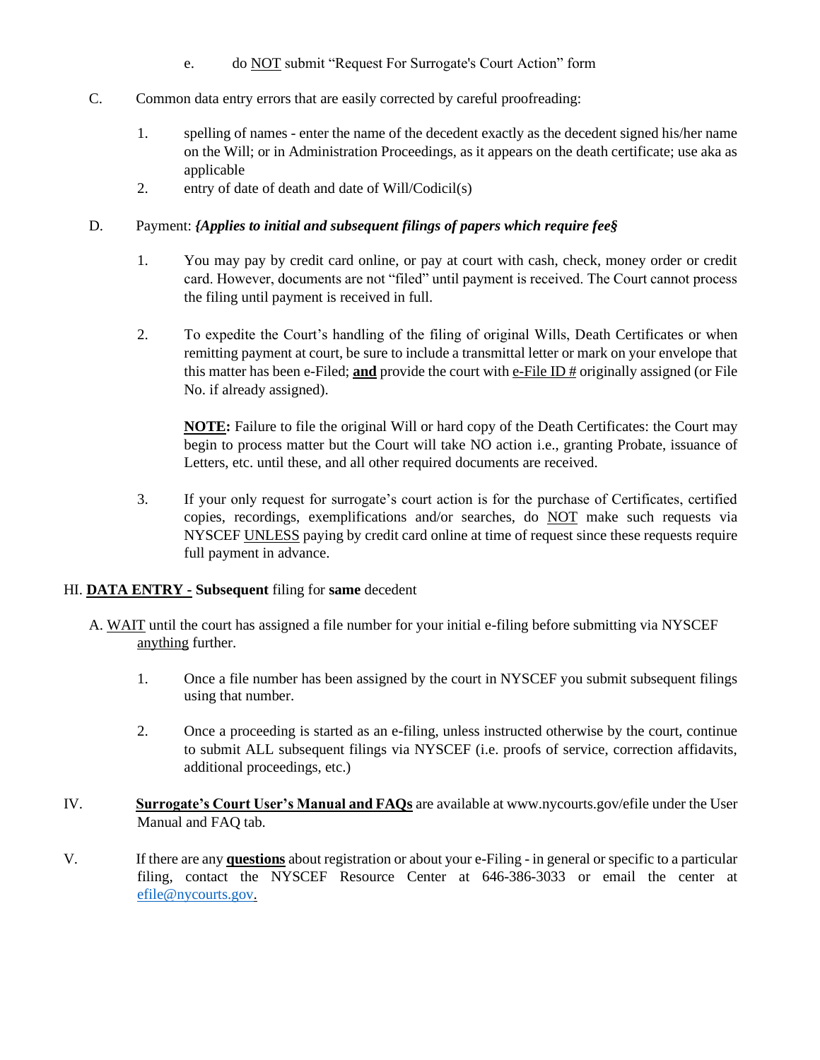e. do <u>NOT</u> submit "Request For Surrogate's Court Action" form

C. Common data entry errors that are easily corrected by careful proofreading:

1. spelling of names - enter the name of the decedent exactly as the decedent signed his/her name on the Will; or in Administration Proceedings, as it appears on the death certificate; use aka as applicable
2. entry of date of death and date of Will/Codicil(s)

D. Payment: ***{Applies to initial and subsequent filings of papers which require fee§***

1. You may pay by credit card online, or pay at court with cash, check, money order or credit card. However, documents are not "filed" until payment is received. The Court cannot process the filing until payment is received in full.

2. To expedite the Court's handling of the filing of original Wills, Death Certificates or when remitting payment at court, be sure to include a transmittal letter or mark on your envelope that this matter has been e-Filed; <u>**and**</u> provide the court with <u>e-File ID #</u> originally assigned (or File No. if already assigned).

   <u>**NOTE**</u>**:** Failure to file the original Will or hard copy of the Death Certificates: the Court may begin to process matter but the Court will take NO action i.e., granting Probate, issuance of Letters, etc. until these, and all other required documents are received.

3. If your only request for surrogate's court action is for the purchase of Certificates, certified copies, recordings, exemplifications and/or searches, do <u>NOT</u> make such requests via NYSCEF <u>UNLESS</u> paying by credit card online at time of request since these requests require full payment in advance.

HI. <u>**DATA ENTRY -**</u> **Subsequent** filing for **same** decedent

A. <u>WAIT</u> until the court has assigned a file number for your initial e-filing before submitting via NYSCEF <u>anything</u> further.

1. Once a file number has been assigned by the court in NYSCEF you submit subsequent filings using that number.

2. Once a proceeding is started as an e-filing, unless instructed otherwise by the court, continue to submit ALL subsequent filings via NYSCEF (i.e. proofs of service, correction affidavits, additional proceedings, etc.)

IV. <u>**Surrogate's Court User's Manual and FAQs**</u> are available at www.nycourts.gov/efile under the User Manual and FAQ tab.

V. If there are any <u>**questions**</u> about registration or about your e-Filing - in general or specific to a particular filing, contact the NYSCEF Resource Center at 646-386-3033 or email the center at efile@nycourts.gov.